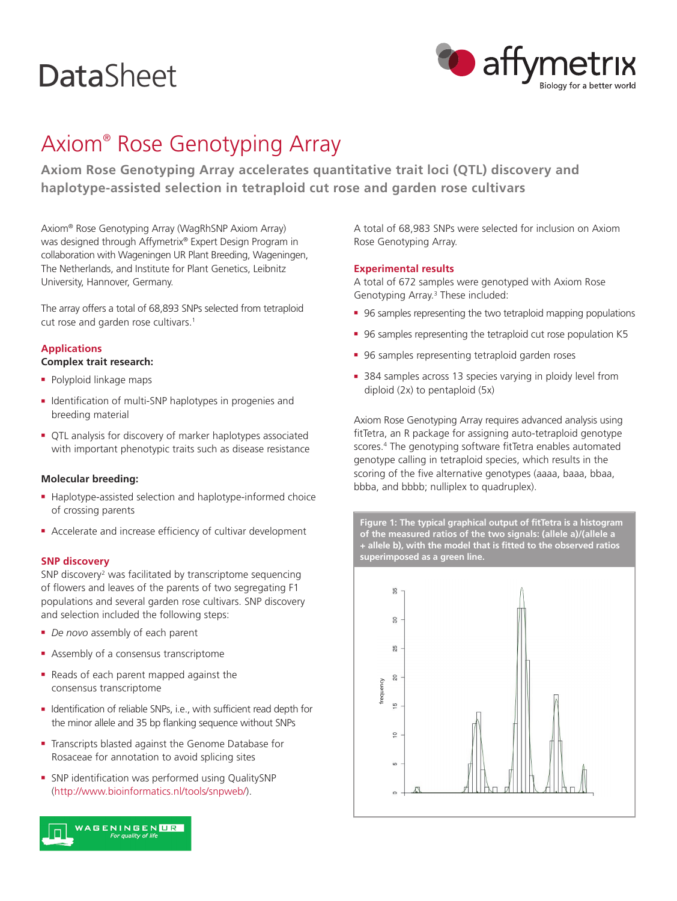# DataSheet

# Axiom® Rose Genotyping Array

## Axiom Rose Genotyping Array accelerates quantitative trait loci (QTL) discovery and haplotype-assisted selection in tetraploid cut rose and garden rose cultivars

Axiom® Rose Genotyping Array (WagRhSNP Axiom Array) was designed through Affymetrix® Expert Design Program in collaboration with Wageningen UR Plant Breeding, Wageningen, The Netherlands, and Institute for Plant Genetics, Leibnitz University, Hannover, Germany.

The array offers a total of 68,893 SNPs selected from tetraploid cut rose and garden rose cultivars.[1]

### Applications

**Complex trait research:**

- Polyploid linkage maps
- Identification of multi-SNP haplotypes in progenies and breeding material
- QTL analysis for discovery of marker haplotypes associated with important phenotypic traits such as disease resistance

**Molecular breeding:**

- Haplotype-assisted selection and haplotype-informed choice of crossing parents
- Accelerate and increase efficiency of cultivar development

### SNP discovery

SNP discovery[2] was facilitated by transcriptome sequencing of flowers and leaves of the parents of two segregating F1 populations and several garden rose cultivars. SNP discovery and selection included the following steps:

- *De novo* assembly of each parent
- Assembly of a consensus transcriptome
- Reads of each parent mapped against the consensus transcriptome
- Identification of reliable SNPs, i.e., with sufficient read depth for the minor allele and 35 bp flanking sequence without SNPs
- Transcripts blasted against the Genome Database for Rosaceae for annotation to avoid splicing sites
- SNP identification was performed using QualitySNP (http://www.bioinformatics.nl/tools/snpweb/).

A total of 68,983 SNPs were selected for inclusion on Axiom Rose Genotyping Array.

### Experimental results

A total of 672 samples were genotyped with Axiom Rose Genotyping Array.[3] These included:

- 96 samples representing the two tetraploid mapping populations
- 96 samples representing the tetraploid cut rose population K5
- 96 samples representing tetraploid garden roses
- 384 samples across 13 species varying in ploidy level from diploid (2x) to pentaploid (5x)

Axiom Rose Genotyping Array requires advanced analysis using fitTetra, an R package for assigning auto-tetraploid genotype scores.[4] The genotyping software fitTetra enables automated genotype calling in tetraploid species, which results in the scoring of the five alternative genotypes (aaaa, baaa, bbaa, bbba, and bbbb; nulliplex to quadruplex).

**Figure 1: The typical graphical output of fitTetra is a histogram of the measured ratios of the two signals: (allele a)/(allele a + allele b), with the model that is fitted to the observed ratios superimposed as a green line.**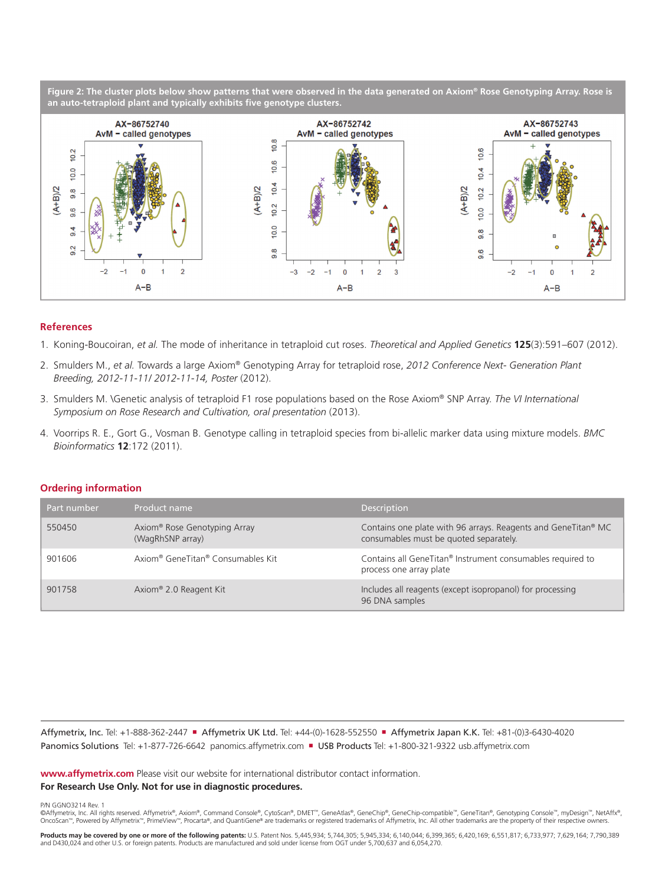**Figure 2: The cluster plots below show patterns that were observed in the data generated on Axiom® Rose Genotyping Array. Rose is an auto-tetraploid plant and typically exhibits five genotype clusters.**

AX−86752740
AvM − called genotypes
(A+B)/2
9.2 9.4 9.6 9.8 10.0 10.2
A−B
−2 −1 0 1 2

AX−86752742
AvM − called genotypes
(A+B)/2
9.8 10.0 10.2 10.4 10.6 10.8
A−B
−3 −2 −1 0 1 2 3

AX−86752743
AvM − called genotypes
(A+B)/2
9.6 9.8 10.0 10.2 10.4 10.6
A−B
−2 −1 0 1 2

## References

1. Koning-Boucoiran, *et al.* The mode of inheritance in tetraploid cut roses. *Theoretical and Applied Genetics* **125**(3):591–607 (2012).
2. Smulders M., *et al.* Towards a large Axiom® Genotyping Array for tetraploid rose, *2012 Conference Next- Generation Plant Breeding, 2012-11-11/ 2012-11-14, Poster* (2012).
3. Smulders M. \Genetic analysis of tetraploid F1 rose populations based on the Rose Axiom® SNP Array. *The VI International Symposium on Rose Research and Cultivation, oral presentation* (2013).
4. Voorrips R. E., Gort G., Vosman B. Genotype calling in tetraploid species from bi-allelic marker data using mixture models. *BMC Bioinformatics* **12**:172 (2011).

## Ordering information

| Part number | Product name | Description |
|---|---|---|
| 550450 | Axiom® Rose Genotyping Array (WagRhSNP array) | Contains one plate with 96 arrays. Reagents and GeneTitan® MC consumables must be quoted separately. |
| 901606 | Axiom® GeneTitan® Consumables Kit | Contains all GeneTitan® Instrument consumables required to process one array plate |
| 901758 | Axiom® 2.0 Reagent Kit | Includes all reagents (except isopropanol) for processing 96 DNA samples |

**Affymetrix, Inc.** Tel: +1-888-362-2447 ▪ **Affymetrix UK Ltd.** Tel: +44-(0)-1628-552550 ▪ **Affymetrix Japan K.K.** Tel: +81-(0)3-6430-4020
**Panomics Solutions** Tel: +1-877-726-6642 panomics.affymetrix.com ▪ **USB Products** Tel: +1-800-321-9322 usb.affymetrix.com

**www.affymetrix.com** Please visit our website for international distributor contact information.
**For Research Use Only. Not for use in diagnostic procedures.**

P/N GGNO3214 Rev. 1
©Affymetrix, Inc. All rights reserved. Affymetrix®, Axiom®, Command Console®, CytoScan®, DMET™, GeneAtlas®, GeneChip®, GeneChip-compatible™, GeneTitan®, Genotyping Console™, myDesign™, NetAffx®, OncoScan™, Powered by Affymetrix™, PrimeView™, Procarta®, and QuantiGene® are trademarks or registered trademarks of Affymetrix, Inc. All other trademarks are the property of their respective owners.

**Products may be covered by one or more of the following patents:** U.S. Patent Nos. 5,445,934; 5,744,305; 5,945,334; 6,140,044; 6,399,365; 6,420,169; 6,551,817; 6,733,977; 7,629,164; 7,790,389 and D430,024 and other U.S. or foreign patents. Products are manufactured and sold under license from OGT under 5,700,637 and 6,054,270.